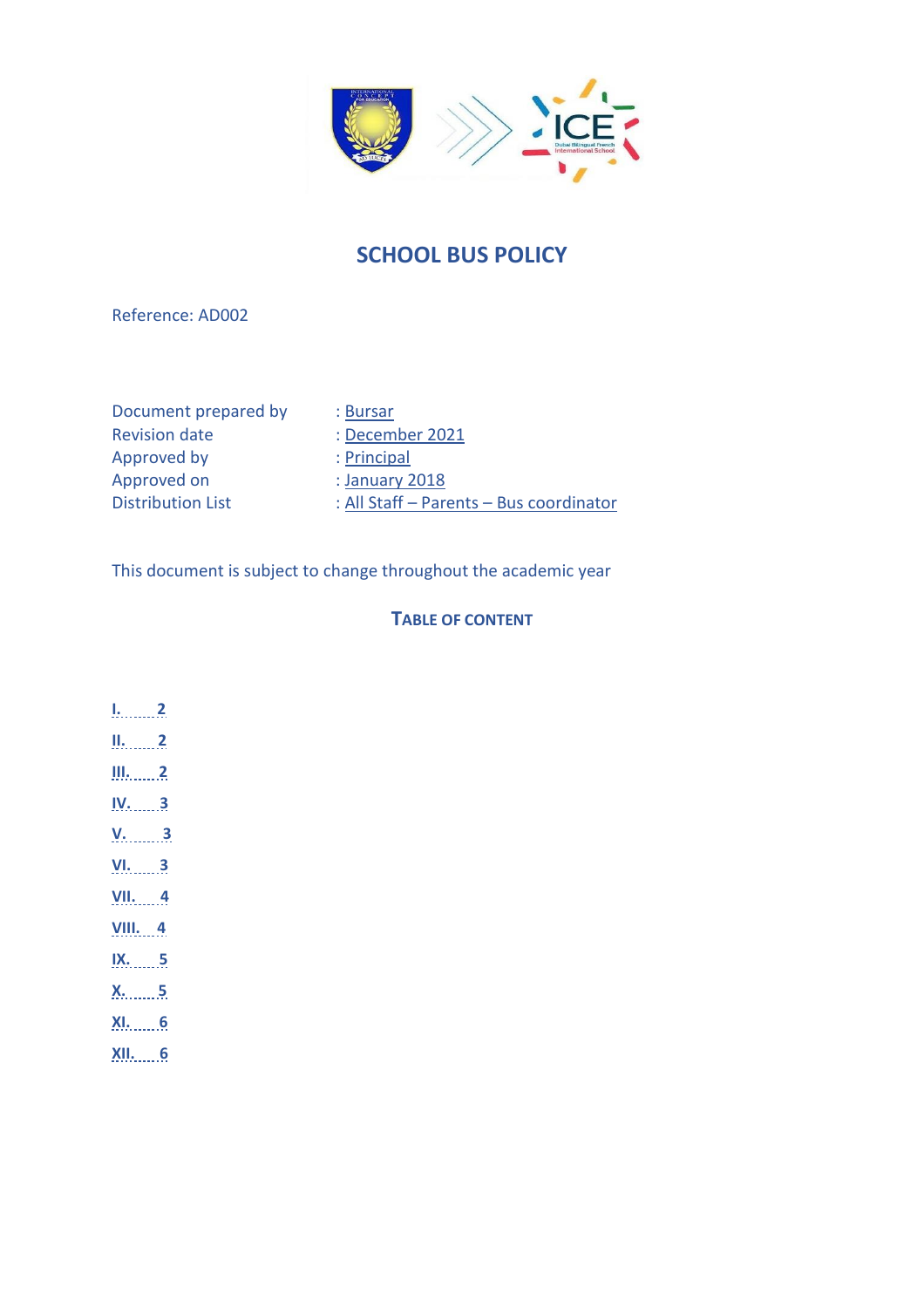# SCHOOL BUS POLICY

Reference: AD002

| | |
|---|---|
| Document prepared by | : Bursar |
| Revision date | : December 2021 |
| Approved by | : Principal |
| Approved on | : January 2018 |
| Distribution List | : All Staff – Parents – Bus coordinator |

This document is subject to change throughout the academic year

## TABLE OF CONTENT

I. ........ 2

II. ........ 2

III. ........ 2

IV. ........ 3

V. ........ 3

VI. ........ 3

VII. ........ 4

VIII. ........ 4

IX. ........ 5

X. ........ 5

XI. ........ 6

XII. ........ 6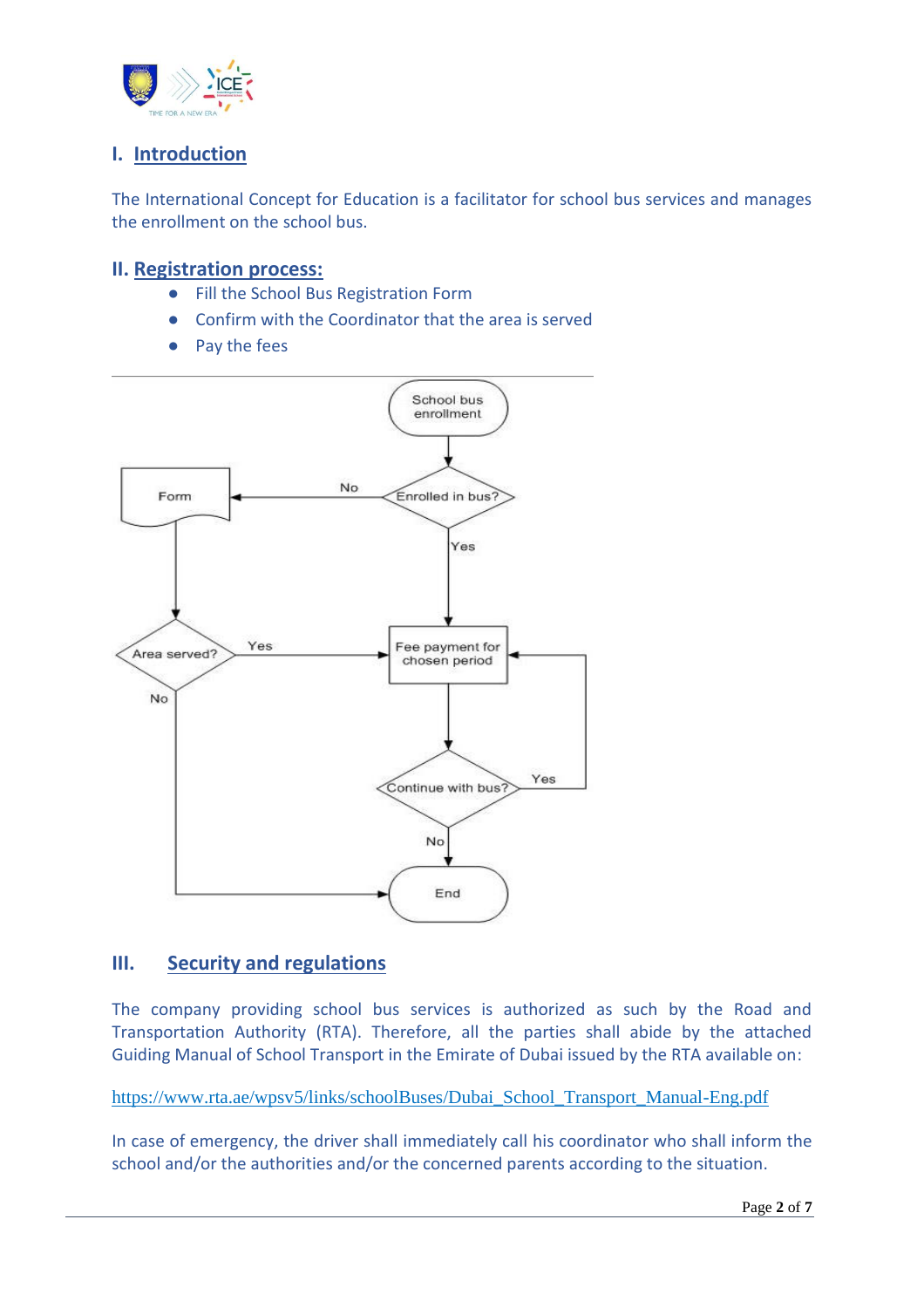## I. Introduction

The International Concept for Education is a facilitator for school bus services and manages the enrollment on the school bus.

## II. Registration process:

- Fill the School Bus Registration Form
- Confirm with the Coordinator that the area is served
- Pay the fees

---

## III. Security and regulations

The company providing school bus services is authorized as such by the Road and Transportation Authority (RTA). Therefore, all the parties shall abide by the attached Guiding Manual of School Transport in the Emirate of Dubai issued by the RTA available on:

https://www.rta.ae/wpsv5/links/schoolBuses/Dubai_School_Transport_Manual-Eng.pdf

In case of emergency, the driver shall immediately call his coordinator who shall inform the school and/or the authorities and/or the concerned parents according to the situation.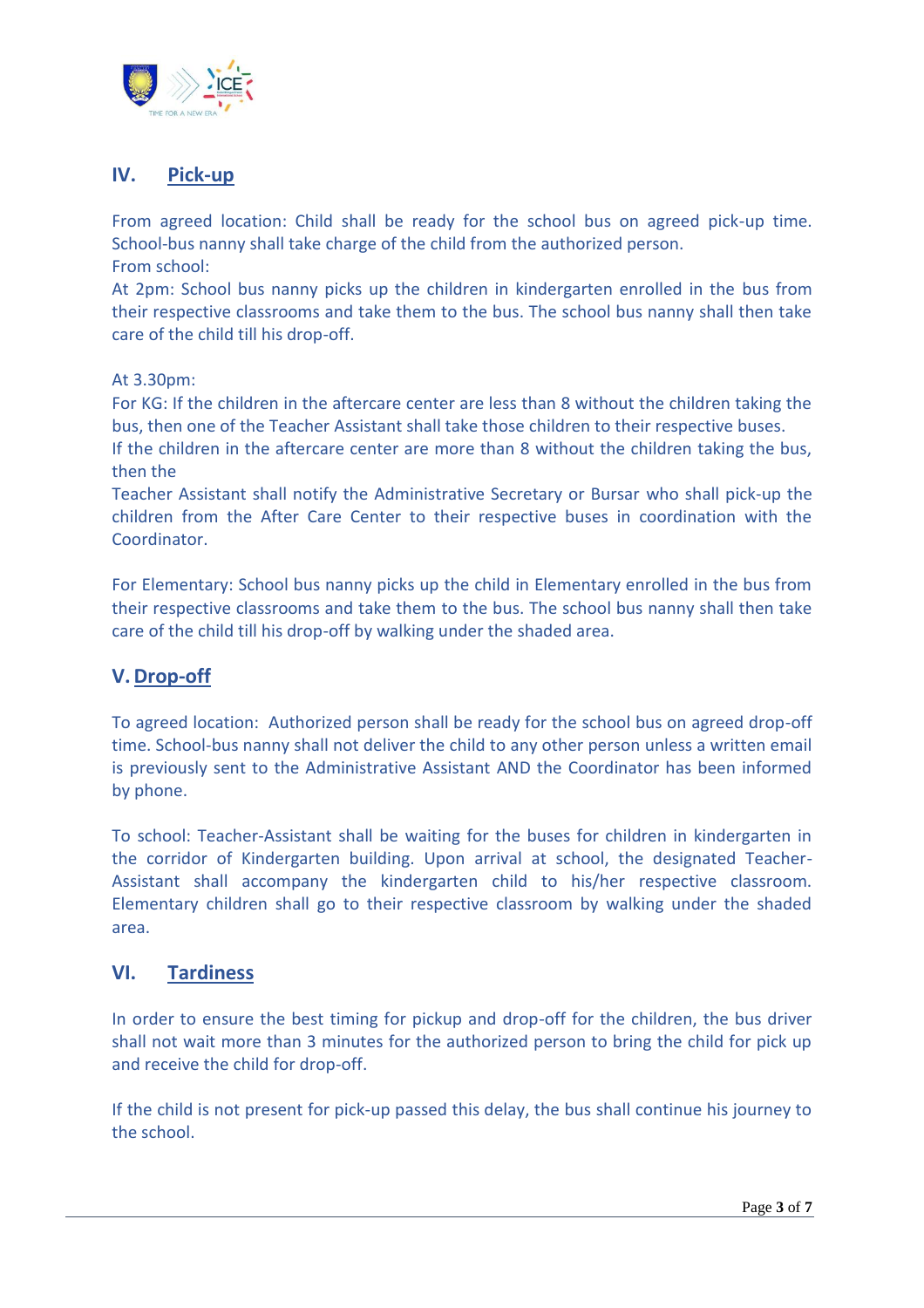## IV. Pick-up

From agreed location: Child shall be ready for the school bus on agreed pick-up time. School-bus nanny shall take charge of the child from the authorized person.
From school:
At 2pm: School bus nanny picks up the children in kindergarten enrolled in the bus from their respective classrooms and take them to the bus. The school bus nanny shall then take care of the child till his drop-off.

At 3.30pm:
For KG: If the children in the aftercare center are less than 8 without the children taking the bus, then one of the Teacher Assistant shall take those children to their respective buses.
If the children in the aftercare center are more than 8 without the children taking the bus, then the
Teacher Assistant shall notify the Administrative Secretary or Bursar who shall pick-up the children from the After Care Center to their respective buses in coordination with the Coordinator.

For Elementary: School bus nanny picks up the child in Elementary enrolled in the bus from their respective classrooms and take them to the bus. The school bus nanny shall then take care of the child till his drop-off by walking under the shaded area.

## V. Drop-off

To agreed location: Authorized person shall be ready for the school bus on agreed drop-off time. School-bus nanny shall not deliver the child to any other person unless a written email is previously sent to the Administrative Assistant AND the Coordinator has been informed by phone.

To school: Teacher-Assistant shall be waiting for the buses for children in kindergarten in the corridor of Kindergarten building. Upon arrival at school, the designated Teacher-Assistant shall accompany the kindergarten child to his/her respective classroom. Elementary children shall go to their respective classroom by walking under the shaded area.

## VI. Tardiness

In order to ensure the best timing for pickup and drop-off for the children, the bus driver shall not wait more than 3 minutes for the authorized person to bring the child for pick up and receive the child for drop-off.

If the child is not present for pick-up passed this delay, the bus shall continue his journey to the school.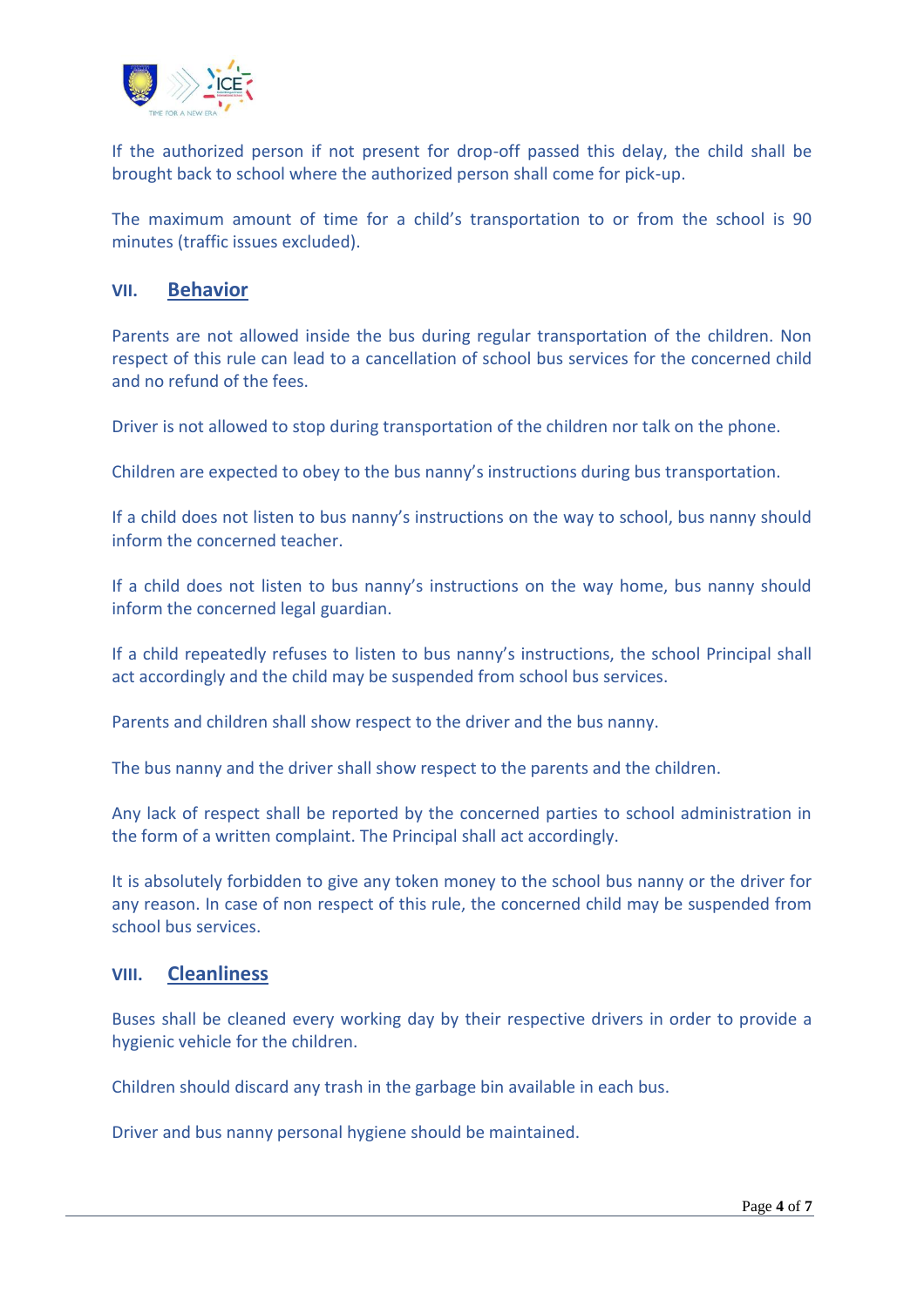If the authorized person if not present for drop-off passed this delay, the child shall be brought back to school where the authorized person shall come for pick-up.

The maximum amount of time for a child's transportation to or from the school is 90 minutes (traffic issues excluded).

## VII. Behavior

Parents are not allowed inside the bus during regular transportation of the children. Non respect of this rule can lead to a cancellation of school bus services for the concerned child and no refund of the fees.

Driver is not allowed to stop during transportation of the children nor talk on the phone.

Children are expected to obey to the bus nanny's instructions during bus transportation.

If a child does not listen to bus nanny's instructions on the way to school, bus nanny should inform the concerned teacher.

If a child does not listen to bus nanny's instructions on the way home, bus nanny should inform the concerned legal guardian.

If a child repeatedly refuses to listen to bus nanny's instructions, the school Principal shall act accordingly and the child may be suspended from school bus services.

Parents and children shall show respect to the driver and the bus nanny.

The bus nanny and the driver shall show respect to the parents and the children.

Any lack of respect shall be reported by the concerned parties to school administration in the form of a written complaint. The Principal shall act accordingly.

It is absolutely forbidden to give any token money to the school bus nanny or the driver for any reason. In case of non respect of this rule, the concerned child may be suspended from school bus services.

## VIII. Cleanliness

Buses shall be cleaned every working day by their respective drivers in order to provide a hygienic vehicle for the children.

Children should discard any trash in the garbage bin available in each bus.

Driver and bus nanny personal hygiene should be maintained.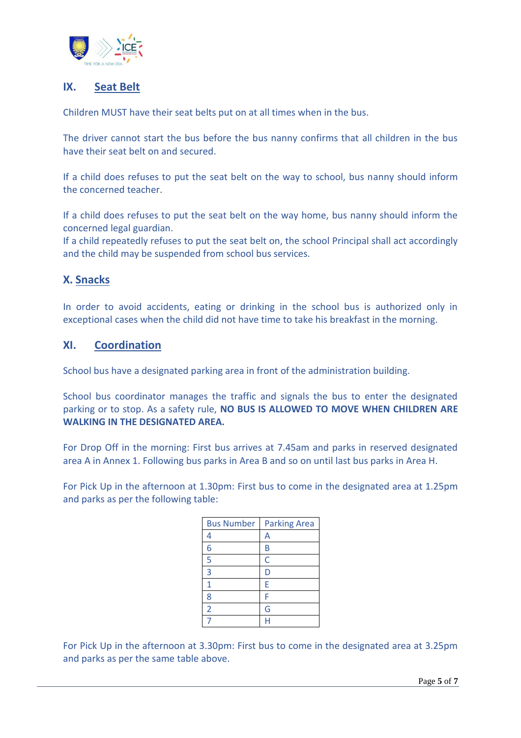## IX. Seat Belt

Children MUST have their seat belts put on at all times when in the bus.

The driver cannot start the bus before the bus nanny confirms that all children in the bus have their seat belt on and secured.

If a child does refuses to put the seat belt on the way to school, bus nanny should inform the concerned teacher.

If a child does refuses to put the seat belt on the way home, bus nanny should inform the concerned legal guardian.
If a child repeatedly refuses to put the seat belt on, the school Principal shall act accordingly and the child may be suspended from school bus services.

## X. Snacks

In order to avoid accidents, eating or drinking in the school bus is authorized only in exceptional cases when the child did not have time to take his breakfast in the morning.

## XI. Coordination

School bus have a designated parking area in front of the administration building.

School bus coordinator manages the traffic and signals the bus to enter the designated parking or to stop. As a safety rule, **NO BUS IS ALLOWED TO MOVE WHEN CHILDREN ARE WALKING IN THE DESIGNATED AREA.**

For Drop Off in the morning: First bus arrives at 7.45am and parks in reserved designated area A in Annex 1. Following bus parks in Area B and so on until last bus parks in Area H.

For Pick Up in the afternoon at 1.30pm: First bus to come in the designated area at 1.25pm and parks as per the following table:

| Bus Number | Parking Area |
|---|---|
| 4 | A |
| 6 | B |
| 5 | C |
| 3 | D |
| 1 | E |
| 8 | F |
| 2 | G |
| 7 | H |

For Pick Up in the afternoon at 3.30pm: First bus to come in the designated area at 3.25pm and parks as per the same table above.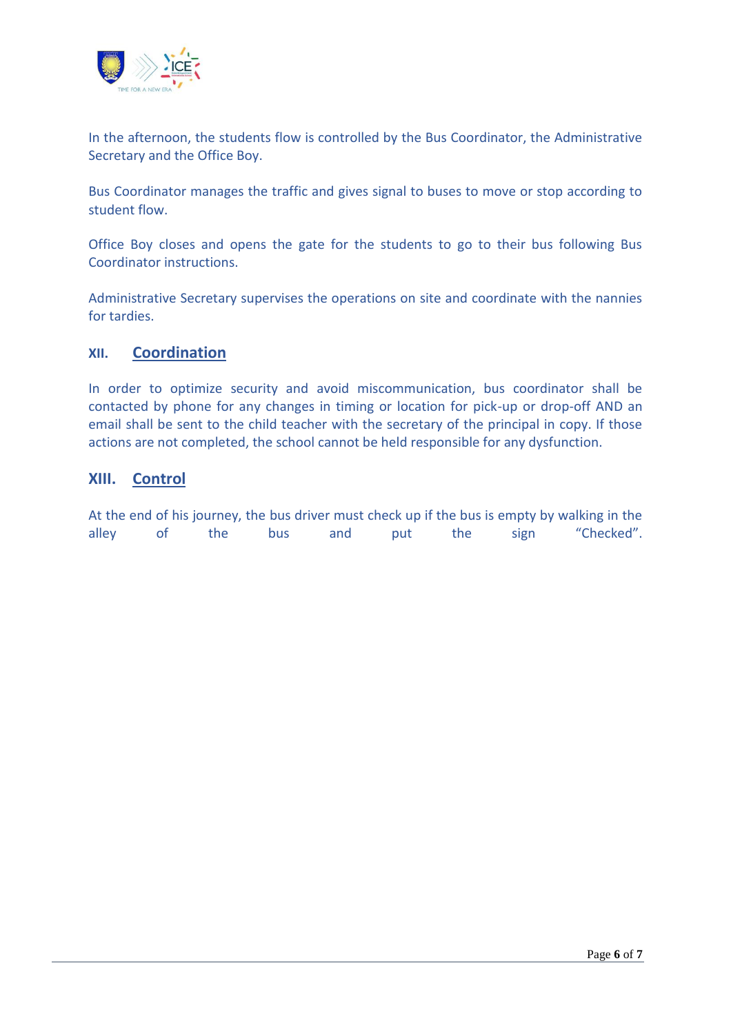In the afternoon, the students flow is controlled by the Bus Coordinator, the Administrative Secretary and the Office Boy.

Bus Coordinator manages the traffic and gives signal to buses to move or stop according to student flow.

Office Boy closes and opens the gate for the students to go to their bus following Bus Coordinator instructions.

Administrative Secretary supervises the operations on site and coordinate with the nannies for tardies.

## XII. Coordination

In order to optimize security and avoid miscommunication, bus coordinator shall be contacted by phone for any changes in timing or location for pick-up or drop-off AND an email shall be sent to the child teacher with the secretary of the principal in copy. If those actions are not completed, the school cannot be held responsible for any dysfunction.

## XIII. Control

At the end of his journey, the bus driver must check up if the bus is empty by walking in the alley of the bus and put the sign "Checked".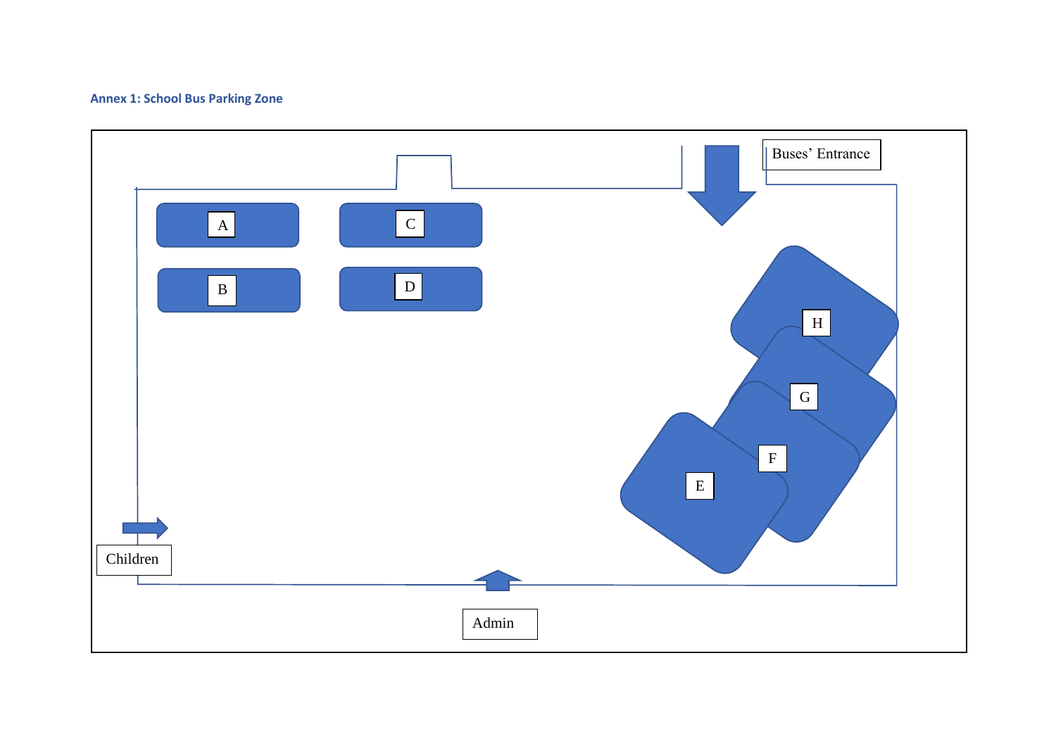**Annex 1: School Bus Parking Zone**

Buses' Entrance

A

C

B

D

H

G

F

E

Children

Admin